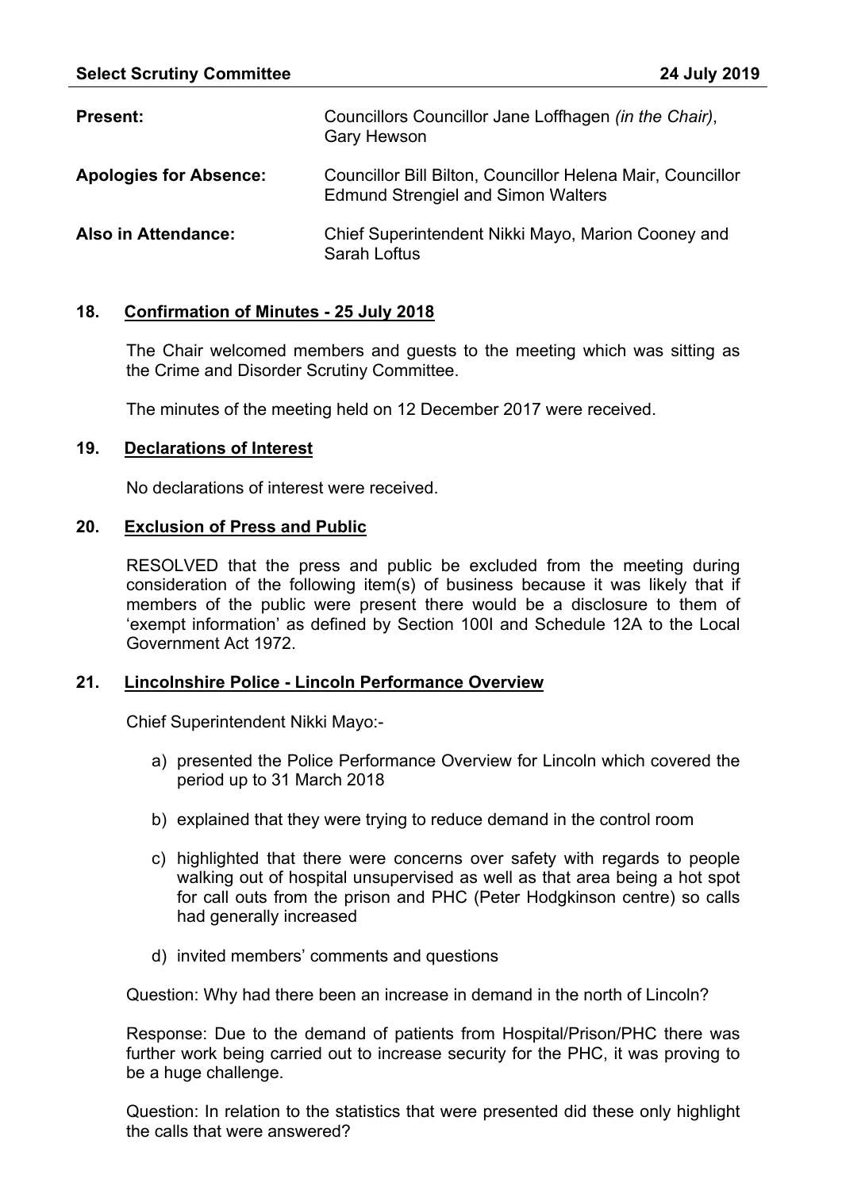**Select Scrutiny Committee** **24 July 2019**

| | |
|---|---|
| **Present:** | Councillors Councillor Jane Loffhagen *(in the Chair)*, Gary Hewson |
| **Apologies for Absence:** | Councillor Bill Bilton, Councillor Helena Mair, Councillor Edmund Strengiel and Simon Walters |
| **Also in Attendance:** | Chief Superintendent Nikki Mayo, Marion Cooney and Sarah Loftus |

## 18. Confirmation of Minutes - 25 July 2018

The Chair welcomed members and guests to the meeting which was sitting as the Crime and Disorder Scrutiny Committee.

The minutes of the meeting held on 12 December 2017 were received.

## 19. Declarations of Interest

No declarations of interest were received.

## 20. Exclusion of Press and Public

RESOLVED that the press and public be excluded from the meeting during consideration of the following item(s) of business because it was likely that if members of the public were present there would be a disclosure to them of 'exempt information' as defined by Section 100I and Schedule 12A to the Local Government Act 1972.

## 21. Lincolnshire Police - Lincoln Performance Overview

Chief Superintendent Nikki Mayo:-

a) presented the Police Performance Overview for Lincoln which covered the period up to 31 March 2018

b) explained that they were trying to reduce demand in the control room

c) highlighted that there were concerns over safety with regards to people walking out of hospital unsupervised as well as that area being a hot spot for call outs from the prison and PHC (Peter Hodgkinson centre) so calls had generally increased

d) invited members' comments and questions

Question: Why had there been an increase in demand in the north of Lincoln?

Response: Due to the demand of patients from Hospital/Prison/PHC there was further work being carried out to increase security for the PHC, it was proving to be a huge challenge.

Question: In relation to the statistics that were presented did these only highlight the calls that were answered?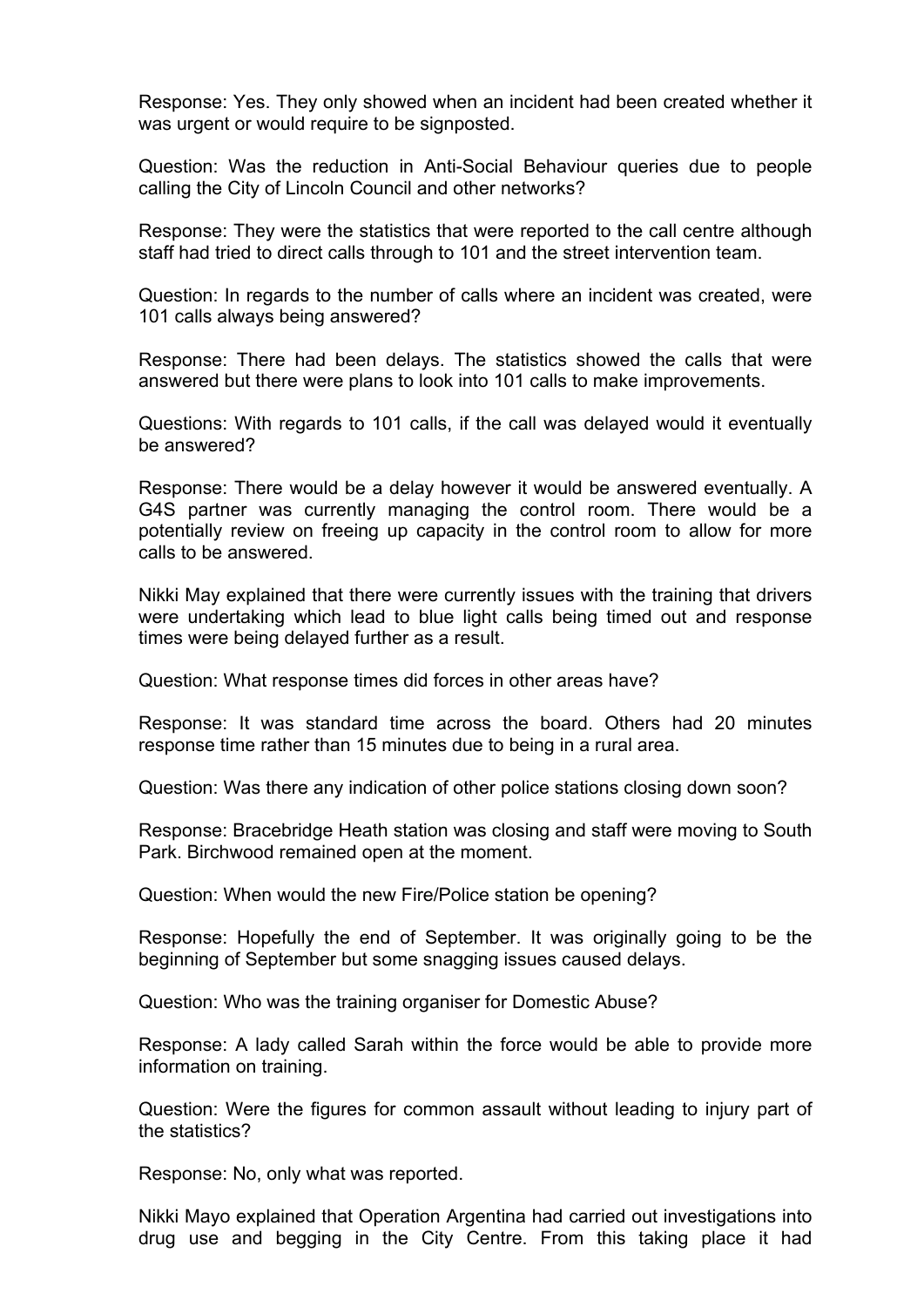Response: Yes. They only showed when an incident had been created whether it was urgent or would require to be signposted.

Question: Was the reduction in Anti-Social Behaviour queries due to people calling the City of Lincoln Council and other networks?

Response: They were the statistics that were reported to the call centre although staff had tried to direct calls through to 101 and the street intervention team.

Question: In regards to the number of calls where an incident was created, were 101 calls always being answered?

Response: There had been delays. The statistics showed the calls that were answered but there were plans to look into 101 calls to make improvements.

Questions: With regards to 101 calls, if the call was delayed would it eventually be answered?

Response: There would be a delay however it would be answered eventually. A G4S partner was currently managing the control room. There would be a potentially review on freeing up capacity in the control room to allow for more calls to be answered.

Nikki May explained that there were currently issues with the training that drivers were undertaking which lead to blue light calls being timed out and response times were being delayed further as a result.

Question: What response times did forces in other areas have?

Response: It was standard time across the board. Others had 20 minutes response time rather than 15 minutes due to being in a rural area.

Question: Was there any indication of other police stations closing down soon?

Response: Bracebridge Heath station was closing and staff were moving to South Park. Birchwood remained open at the moment.

Question: When would the new Fire/Police station be opening?

Response: Hopefully the end of September. It was originally going to be the beginning of September but some snagging issues caused delays.

Question: Who was the training organiser for Domestic Abuse?

Response: A lady called Sarah within the force would be able to provide more information on training.

Question: Were the figures for common assault without leading to injury part of the statistics?

Response: No, only what was reported.

Nikki Mayo explained that Operation Argentina had carried out investigations into drug use and begging in the City Centre. From this taking place it had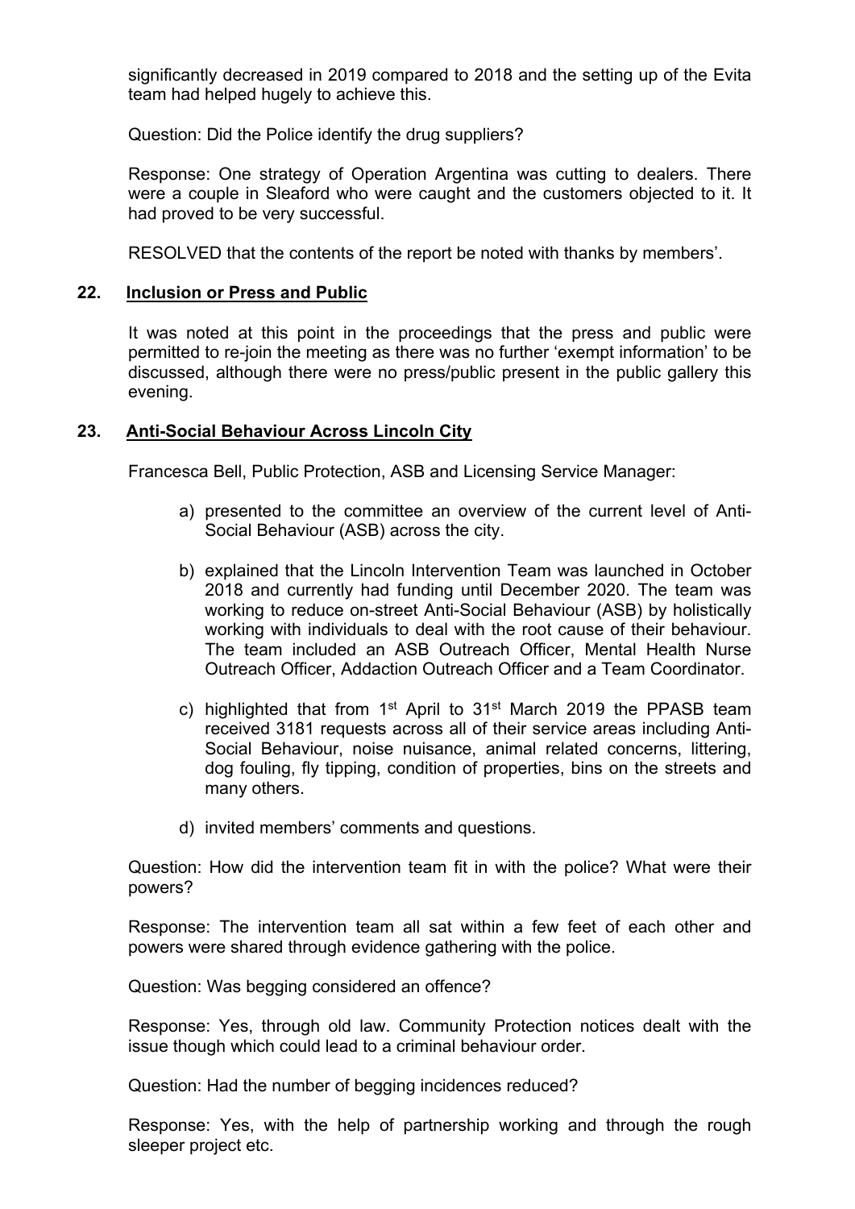significantly decreased in 2019 compared to 2018 and the setting up of the Evita team had helped hugely to achieve this.

Question: Did the Police identify the drug suppliers?

Response: One strategy of Operation Argentina was cutting to dealers. There were a couple in Sleaford who were caught and the customers objected to it. It had proved to be very successful.

RESOLVED that the contents of the report be noted with thanks by members'.

## 22. Inclusion or Press and Public

It was noted at this point in the proceedings that the press and public were permitted to re-join the meeting as there was no further 'exempt information' to be discussed, although there were no press/public present in the public gallery this evening.

## 23. Anti-Social Behaviour Across Lincoln City

Francesca Bell, Public Protection, ASB and Licensing Service Manager:

a) presented to the committee an overview of the current level of Anti-Social Behaviour (ASB) across the city.

b) explained that the Lincoln Intervention Team was launched in October 2018 and currently had funding until December 2020. The team was working to reduce on-street Anti-Social Behaviour (ASB) by holistically working with individuals to deal with the root cause of their behaviour. The team included an ASB Outreach Officer, Mental Health Nurse Outreach Officer, Addaction Outreach Officer and a Team Coordinator.

c) highlighted that from 1st April to 31st March 2019 the PPASB team received 3181 requests across all of their service areas including Anti-Social Behaviour, noise nuisance, animal related concerns, littering, dog fouling, fly tipping, condition of properties, bins on the streets and many others.

d) invited members' comments and questions.

Question: How did the intervention team fit in with the police? What were their powers?

Response: The intervention team all sat within a few feet of each other and powers were shared through evidence gathering with the police.

Question: Was begging considered an offence?

Response: Yes, through old law. Community Protection notices dealt with the issue though which could lead to a criminal behaviour order.

Question: Had the number of begging incidences reduced?

Response: Yes, with the help of partnership working and through the rough sleeper project etc.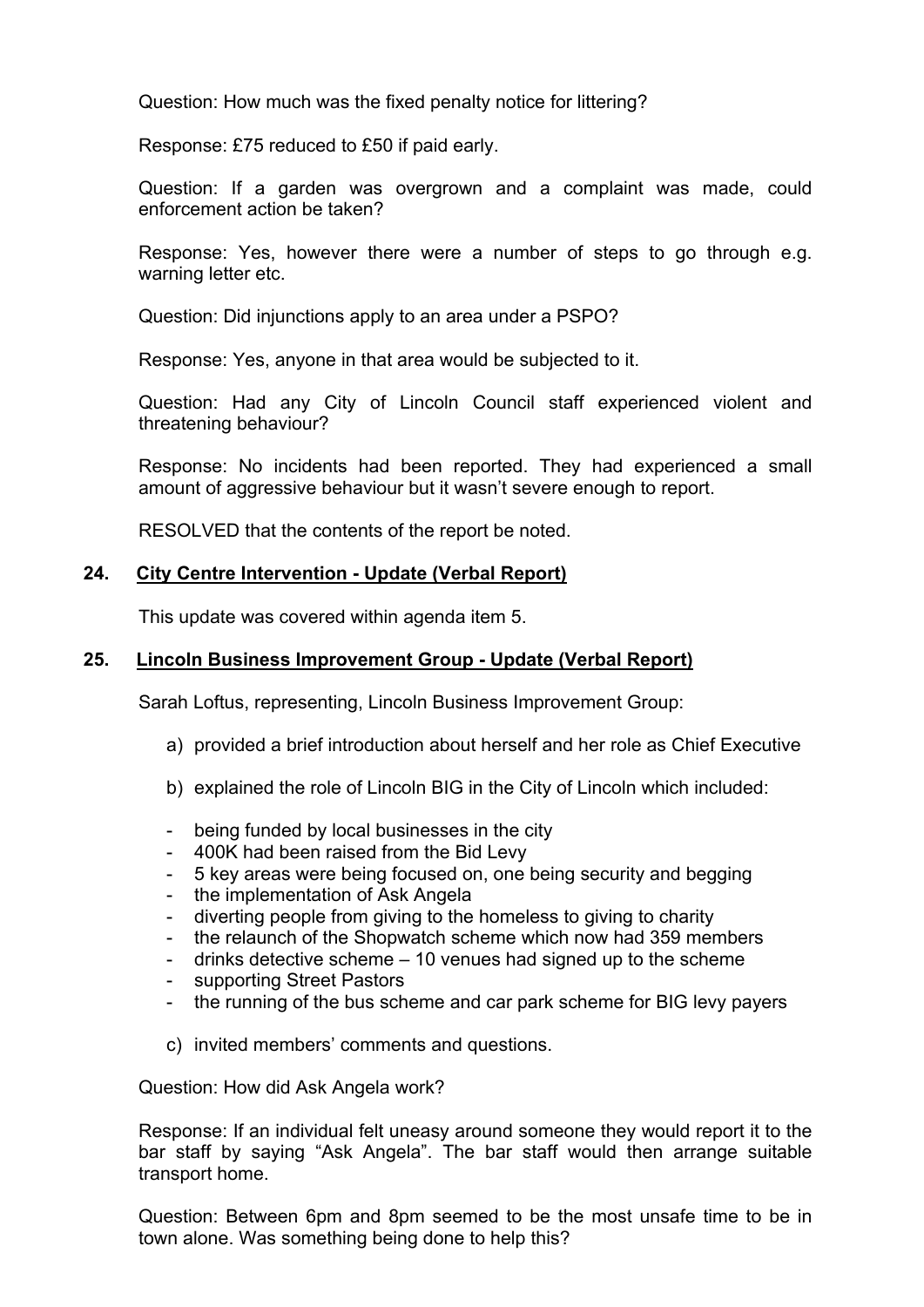Question: How much was the fixed penalty notice for littering?

Response: £75 reduced to £50 if paid early.

Question: If a garden was overgrown and a complaint was made, could enforcement action be taken?

Response: Yes, however there were a number of steps to go through e.g. warning letter etc.

Question: Did injunctions apply to an area under a PSPO?

Response: Yes, anyone in that area would be subjected to it.

Question: Had any City of Lincoln Council staff experienced violent and threatening behaviour?

Response: No incidents had been reported. They had experienced a small amount of aggressive behaviour but it wasn't severe enough to report.

RESOLVED that the contents of the report be noted.

## 24. City Centre Intervention - Update (Verbal Report)

This update was covered within agenda item 5.

## 25. Lincoln Business Improvement Group - Update (Verbal Report)

Sarah Loftus, representing, Lincoln Business Improvement Group:

a) provided a brief introduction about herself and her role as Chief Executive

b) explained the role of Lincoln BIG in the City of Lincoln which included:

- being funded by local businesses in the city
- 400K had been raised from the Bid Levy
- 5 key areas were being focused on, one being security and begging
- the implementation of Ask Angela
- diverting people from giving to the homeless to giving to charity
- the relaunch of the Shopwatch scheme which now had 359 members
- drinks detective scheme – 10 venues had signed up to the scheme
- supporting Street Pastors
- the running of the bus scheme and car park scheme for BIG levy payers

c) invited members' comments and questions.

Question: How did Ask Angela work?

Response: If an individual felt uneasy around someone they would report it to the bar staff by saying "Ask Angela". The bar staff would then arrange suitable transport home.

Question: Between 6pm and 8pm seemed to be the most unsafe time to be in town alone. Was something being done to help this?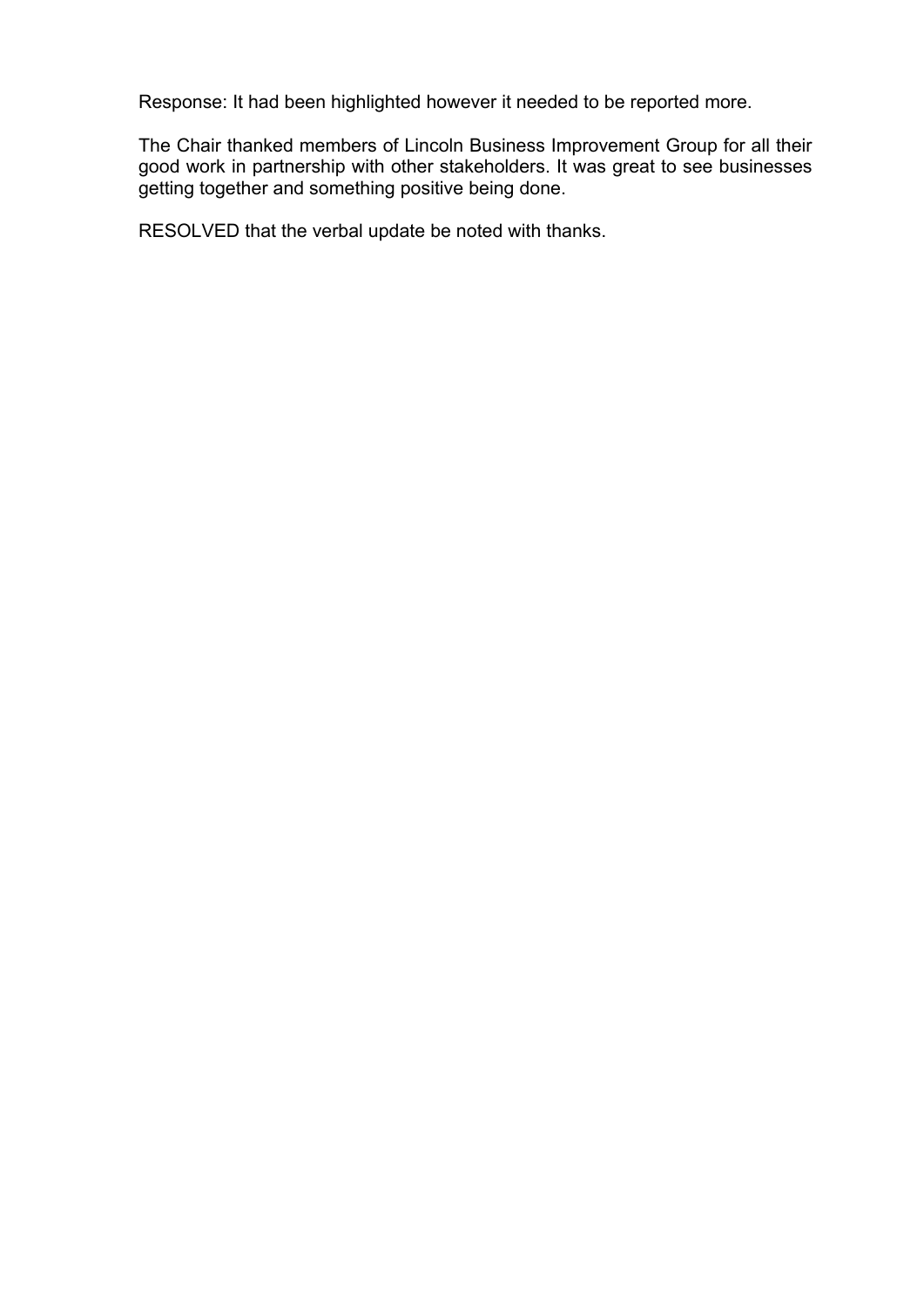Response: It had been highlighted however it needed to be reported more.

The Chair thanked members of Lincoln Business Improvement Group for all their good work in partnership with other stakeholders. It was great to see businesses getting together and something positive being done.

RESOLVED that the verbal update be noted with thanks.